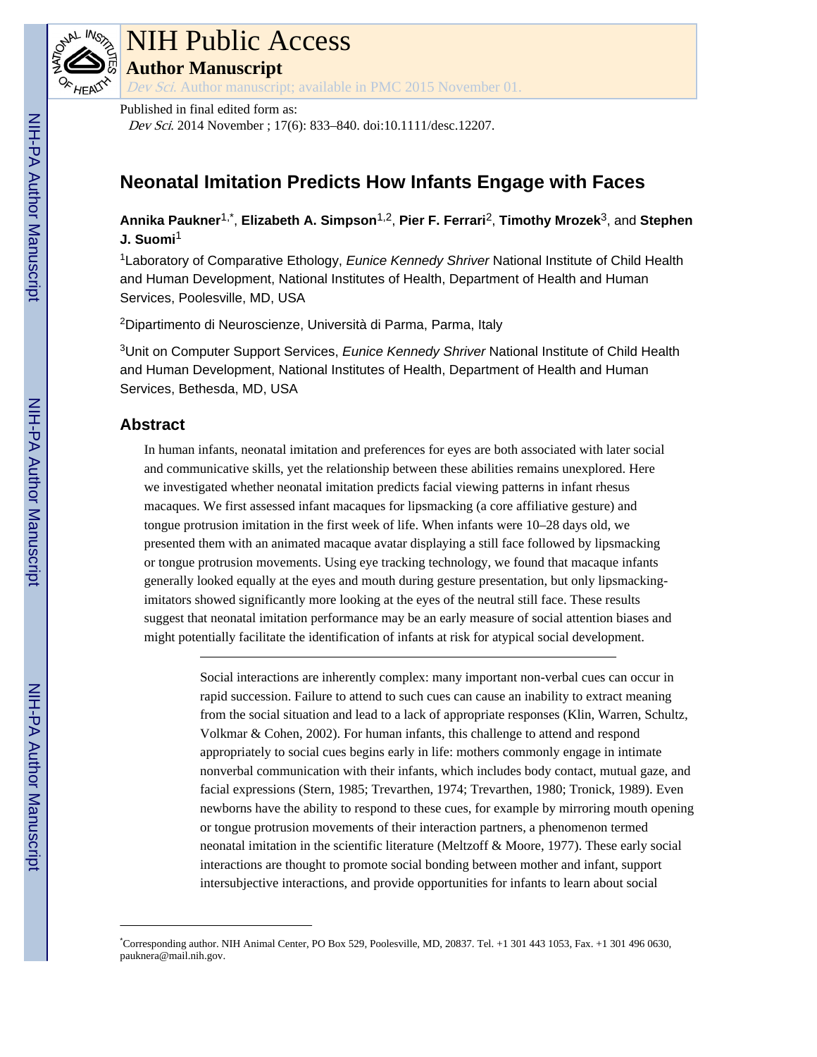# NIH Public Access

**Author Manuscript**

*Dev Sci*. Author manuscript; available in PMC 2015 November 01.

Published in final edited form as:

*Dev Sci*. 2014 November ; 17(6): 833–840. doi:10.1111/desc.12207.

## Neonatal Imitation Predicts How Infants Engage with Faces

**Annika Paukner**[1,*], **Elizabeth A. Simpson**[1,2], **Pier F. Ferrari**[2], **Timothy Mrozek**[3], and **Stephen J. Suomi**[1]

[1]Laboratory of Comparative Ethology, *Eunice Kennedy Shriver* National Institute of Child Health and Human Development, National Institutes of Health, Department of Health and Human Services, Poolesville, MD, USA

[2]Dipartimento di Neuroscienze, Università di Parma, Parma, Italy

[3]Unit on Computer Support Services, *Eunice Kennedy Shriver* National Institute of Child Health and Human Development, National Institutes of Health, Department of Health and Human Services, Bethesda, MD, USA

## Abstract

In human infants, neonatal imitation and preferences for eyes are both associated with later social and communicative skills, yet the relationship between these abilities remains unexplored. Here we investigated whether neonatal imitation predicts facial viewing patterns in infant rhesus macaques. We first assessed infant macaques for lipsmacking (a core affiliative gesture) and tongue protrusion imitation in the first week of life. When infants were 10–28 days old, we presented them with an animated macaque avatar displaying a still face followed by lipsmacking or tongue protrusion movements. Using eye tracking technology, we found that macaque infants generally looked equally at the eyes and mouth during gesture presentation, but only lipsmacking-imitators showed significantly more looking at the eyes of the neutral still face. These results suggest that neonatal imitation performance may be an early measure of social attention biases and might potentially facilitate the identification of infants at risk for atypical social development.

---

Social interactions are inherently complex: many important non-verbal cues can occur in rapid succession. Failure to attend to such cues can cause an inability to extract meaning from the social situation and lead to a lack of appropriate responses (Klin, Warren, Schultz, Volkmar & Cohen, 2002). For human infants, this challenge to attend and respond appropriately to social cues begins early in life: mothers commonly engage in intimate nonverbal communication with their infants, which includes body contact, mutual gaze, and facial expressions (Stern, 1985; Trevarthen, 1974; Trevarthen, 1980; Tronick, 1989). Even newborns have the ability to respond to these cues, for example by mirroring mouth opening or tongue protrusion movements of their interaction partners, a phenomenon termed neonatal imitation in the scientific literature (Meltzoff & Moore, 1977). These early social interactions are thought to promote social bonding between mother and infant, support intersubjective interactions, and provide opportunities for infants to learn about social

---

*Corresponding author. NIH Animal Center, PO Box 529, Poolesville, MD, 20837. Tel. +1 301 443 1053, Fax. +1 301 496 0630, pauknera@mail.nih.gov.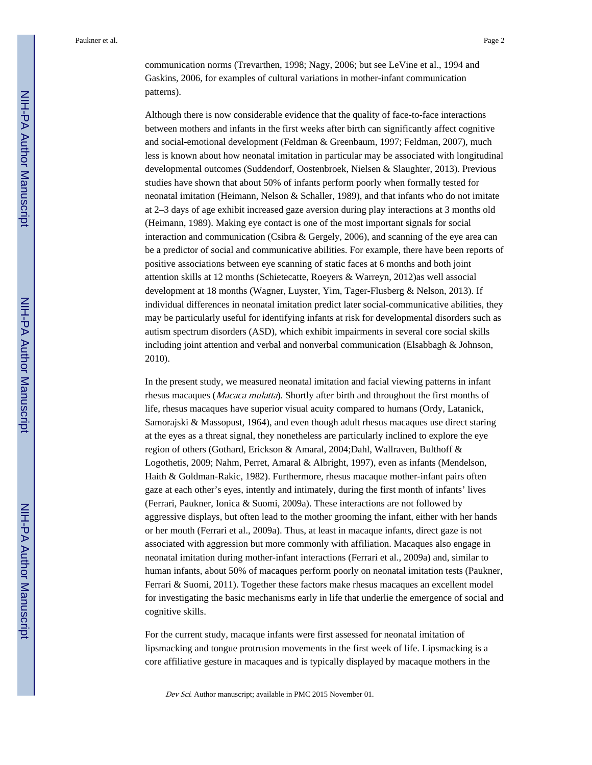communication norms (Trevarthen, 1998; Nagy, 2006; but see LeVine et al., 1994 and Gaskins, 2006, for examples of cultural variations in mother-infant communication patterns).

Although there is now considerable evidence that the quality of face-to-face interactions between mothers and infants in the first weeks after birth can significantly affect cognitive and social-emotional development (Feldman & Greenbaum, 1997; Feldman, 2007), much less is known about how neonatal imitation in particular may be associated with longitudinal developmental outcomes (Suddendorf, Oostenbroek, Nielsen & Slaughter, 2013). Previous studies have shown that about 50% of infants perform poorly when formally tested for neonatal imitation (Heimann, Nelson & Schaller, 1989), and that infants who do not imitate at 2–3 days of age exhibit increased gaze aversion during play interactions at 3 months old (Heimann, 1989). Making eye contact is one of the most important signals for social interaction and communication (Csibra & Gergely, 2006), and scanning of the eye area can be a predictor of social and communicative abilities. For example, there have been reports of positive associations between eye scanning of static faces at 6 months and both joint attention skills at 12 months (Schietecatte, Roeyers & Warreyn, 2012)as well associal development at 18 months (Wagner, Luyster, Yim, Tager-Flusberg & Nelson, 2013). If individual differences in neonatal imitation predict later social-communicative abilities, they may be particularly useful for identifying infants at risk for developmental disorders such as autism spectrum disorders (ASD), which exhibit impairments in several core social skills including joint attention and verbal and nonverbal communication (Elsabbagh & Johnson, 2010).

In the present study, we measured neonatal imitation and facial viewing patterns in infant rhesus macaques (*Macaca mulatta*). Shortly after birth and throughout the first months of life, rhesus macaques have superior visual acuity compared to humans (Ordy, Latanick, Samorajski & Massopust, 1964), and even though adult rhesus macaques use direct staring at the eyes as a threat signal, they nonetheless are particularly inclined to explore the eye region of others (Gothard, Erickson & Amaral, 2004;Dahl, Wallraven, Bulthoff & Logothetis, 2009; Nahm, Perret, Amaral & Albright, 1997), even as infants (Mendelson, Haith & Goldman-Rakic, 1982). Furthermore, rhesus macaque mother-infant pairs often gaze at each other's eyes, intently and intimately, during the first month of infants' lives (Ferrari, Paukner, Ionica & Suomi, 2009a). These interactions are not followed by aggressive displays, but often lead to the mother grooming the infant, either with her hands or her mouth (Ferrari et al., 2009a). Thus, at least in macaque infants, direct gaze is not associated with aggression but more commonly with affiliation. Macaques also engage in neonatal imitation during mother-infant interactions (Ferrari et al., 2009a) and, similar to human infants, about 50% of macaques perform poorly on neonatal imitation tests (Paukner, Ferrari & Suomi, 2011). Together these factors make rhesus macaques an excellent model for investigating the basic mechanisms early in life that underlie the emergence of social and cognitive skills.

For the current study, macaque infants were first assessed for neonatal imitation of lipsmacking and tongue protrusion movements in the first week of life. Lipsmacking is a core affiliative gesture in macaques and is typically displayed by macaque mothers in the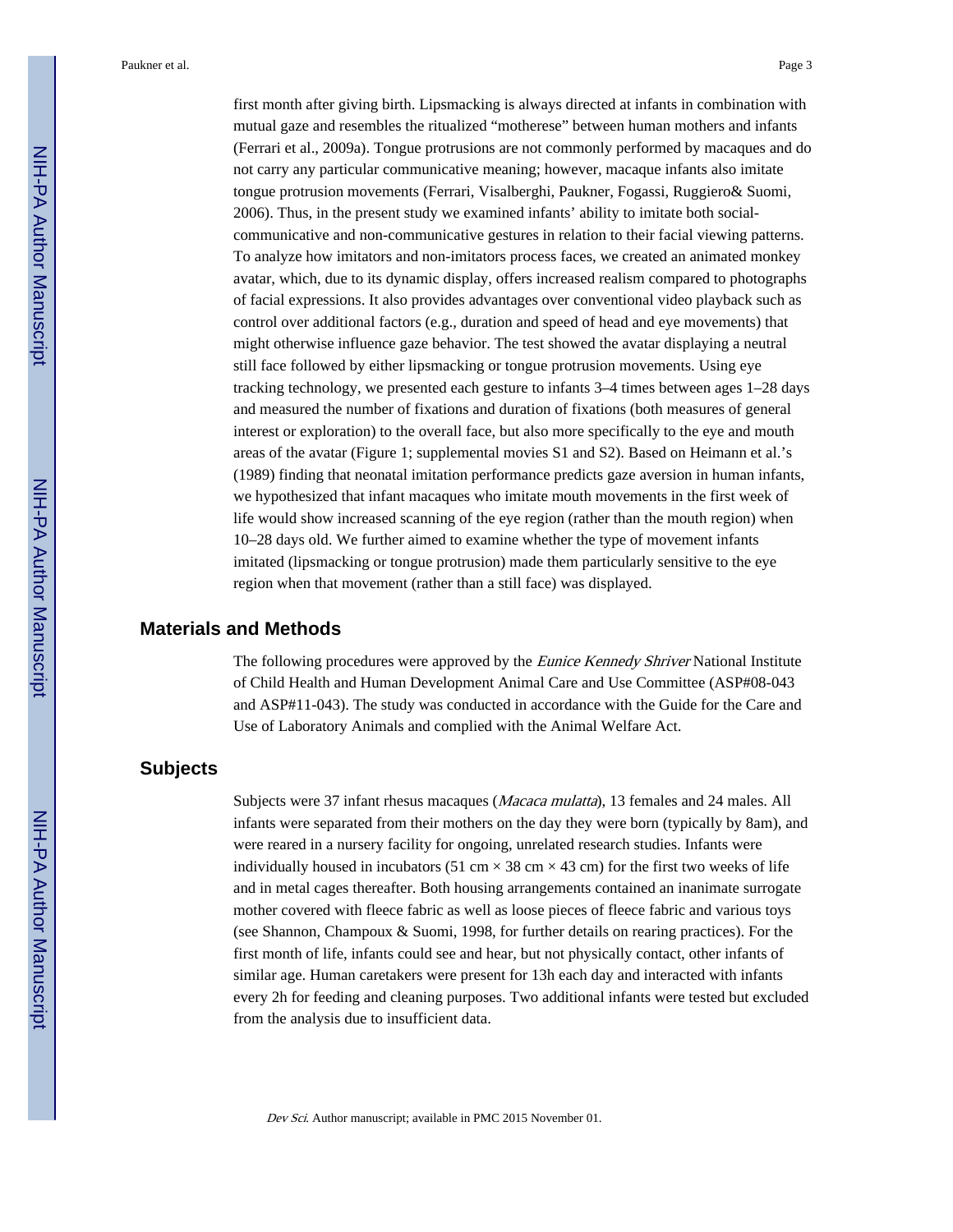first month after giving birth. Lipsmacking is always directed at infants in combination with mutual gaze and resembles the ritualized "motherese" between human mothers and infants (Ferrari et al., 2009a). Tongue protrusions are not commonly performed by macaques and do not carry any particular communicative meaning; however, macaque infants also imitate tongue protrusion movements (Ferrari, Visalberghi, Paukner, Fogassi, Ruggiero& Suomi, 2006). Thus, in the present study we examined infants' ability to imitate both social-communicative and non-communicative gestures in relation to their facial viewing patterns. To analyze how imitators and non-imitators process faces, we created an animated monkey avatar, which, due to its dynamic display, offers increased realism compared to photographs of facial expressions. It also provides advantages over conventional video playback such as control over additional factors (e.g., duration and speed of head and eye movements) that might otherwise influence gaze behavior. The test showed the avatar displaying a neutral still face followed by either lipsmacking or tongue protrusion movements. Using eye tracking technology, we presented each gesture to infants 3–4 times between ages 1–28 days and measured the number of fixations and duration of fixations (both measures of general interest or exploration) to the overall face, but also more specifically to the eye and mouth areas of the avatar (Figure 1; supplemental movies S1 and S2). Based on Heimann et al.'s (1989) finding that neonatal imitation performance predicts gaze aversion in human infants, we hypothesized that infant macaques who imitate mouth movements in the first week of life would show increased scanning of the eye region (rather than the mouth region) when 10–28 days old. We further aimed to examine whether the type of movement infants imitated (lipsmacking or tongue protrusion) made them particularly sensitive to the eye region when that movement (rather than a still face) was displayed.

## Materials and Methods

The following procedures were approved by the *Eunice Kennedy Shriver* National Institute of Child Health and Human Development Animal Care and Use Committee (ASP#08-043 and ASP#11-043). The study was conducted in accordance with the Guide for the Care and Use of Laboratory Animals and complied with the Animal Welfare Act.

## Subjects

Subjects were 37 infant rhesus macaques (*Macaca mulatta*), 13 females and 24 males. All infants were separated from their mothers on the day they were born (typically by 8am), and were reared in a nursery facility for ongoing, unrelated research studies. Infants were individually housed in incubators (51 cm × 38 cm × 43 cm) for the first two weeks of life and in metal cages thereafter. Both housing arrangements contained an inanimate surrogate mother covered with fleece fabric as well as loose pieces of fleece fabric and various toys (see Shannon, Champoux & Suomi, 1998, for further details on rearing practices). For the first month of life, infants could see and hear, but not physically contact, other infants of similar age. Human caretakers were present for 13h each day and interacted with infants every 2h for feeding and cleaning purposes. Two additional infants were tested but excluded from the analysis due to insufficient data.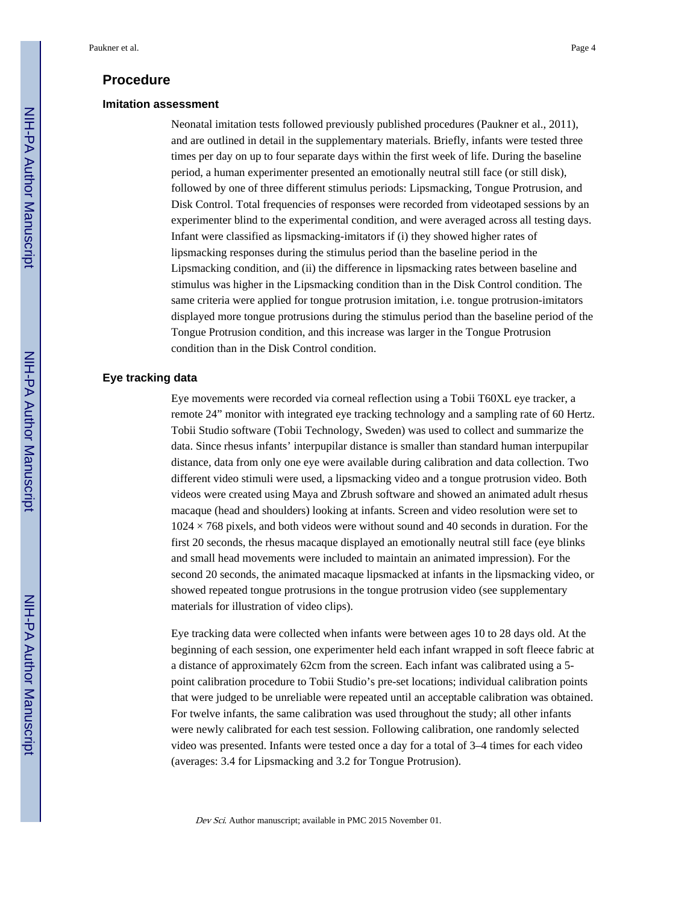## Procedure

### Imitation assessment

Neonatal imitation tests followed previously published procedures (Paukner et al., 2011), and are outlined in detail in the supplementary materials. Briefly, infants were tested three times per day on up to four separate days within the first week of life. During the baseline period, a human experimenter presented an emotionally neutral still face (or still disk), followed by one of three different stimulus periods: Lipsmacking, Tongue Protrusion, and Disk Control. Total frequencies of responses were recorded from videotaped sessions by an experimenter blind to the experimental condition, and were averaged across all testing days. Infant were classified as lipsmacking-imitators if (i) they showed higher rates of lipsmacking responses during the stimulus period than the baseline period in the Lipsmacking condition, and (ii) the difference in lipsmacking rates between baseline and stimulus was higher in the Lipsmacking condition than in the Disk Control condition. The same criteria were applied for tongue protrusion imitation, i.e. tongue protrusion-imitators displayed more tongue protrusions during the stimulus period than the baseline period of the Tongue Protrusion condition, and this increase was larger in the Tongue Protrusion condition than in the Disk Control condition.

### Eye tracking data

Eye movements were recorded via corneal reflection using a Tobii T60XL eye tracker, a remote 24" monitor with integrated eye tracking technology and a sampling rate of 60 Hertz. Tobii Studio software (Tobii Technology, Sweden) was used to collect and summarize the data. Since rhesus infants' interpupilar distance is smaller than standard human interpupilar distance, data from only one eye were available during calibration and data collection. Two different video stimuli were used, a lipsmacking video and a tongue protrusion video. Both videos were created using Maya and Zbrush software and showed an animated adult rhesus macaque (head and shoulders) looking at infants. Screen and video resolution were set to $1024 \times 768$ pixels, and both videos were without sound and 40 seconds in duration. For the first 20 seconds, the rhesus macaque displayed an emotionally neutral still face (eye blinks and small head movements were included to maintain an animated impression). For the second 20 seconds, the animated macaque lipsmacked at infants in the lipsmacking video, or showed repeated tongue protrusions in the tongue protrusion video (see supplementary materials for illustration of video clips).

Eye tracking data were collected when infants were between ages 10 to 28 days old. At the beginning of each session, one experimenter held each infant wrapped in soft fleece fabric at a distance of approximately 62cm from the screen. Each infant was calibrated using a 5-point calibration procedure to Tobii Studio's pre-set locations; individual calibration points that were judged to be unreliable were repeated until an acceptable calibration was obtained. For twelve infants, the same calibration was used throughout the study; all other infants were newly calibrated for each test session. Following calibration, one randomly selected video was presented. Infants were tested once a day for a total of 3–4 times for each video (averages: 3.4 for Lipsmacking and 3.2 for Tongue Protrusion).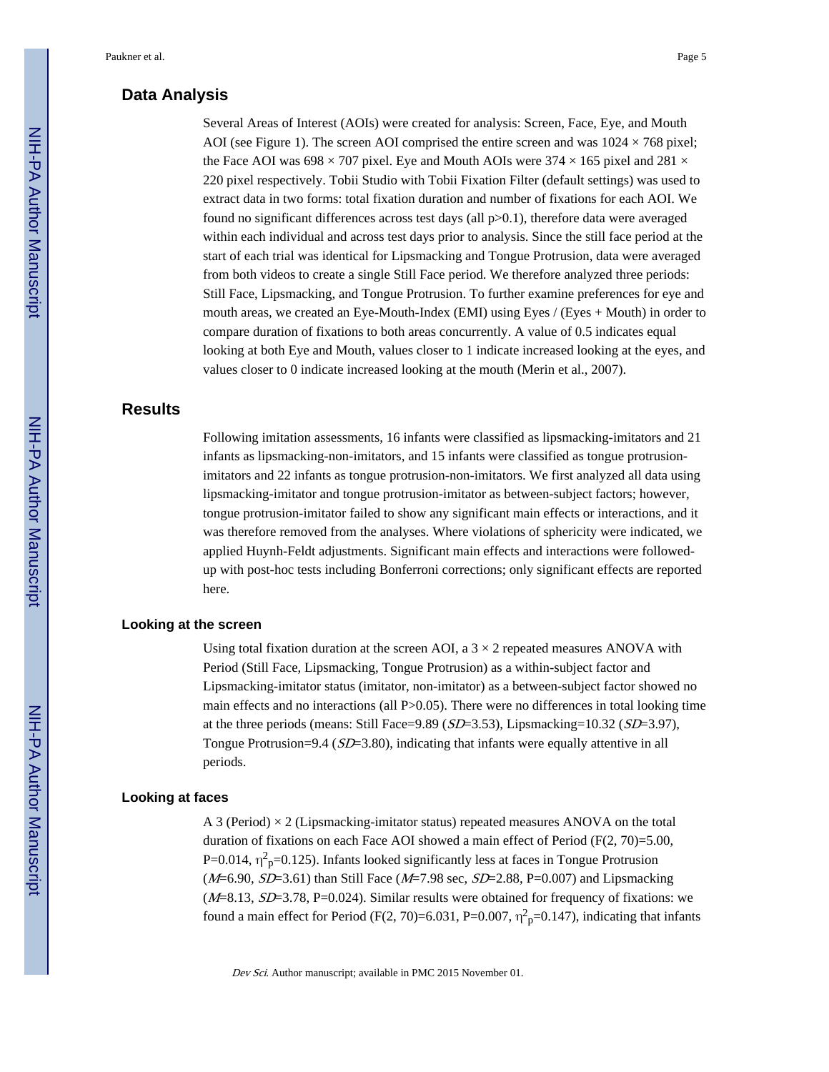## Data Analysis

Several Areas of Interest (AOIs) were created for analysis: Screen, Face, Eye, and Mouth AOI (see Figure 1). The screen AOI comprised the entire screen and was 1024 × 768 pixel; the Face AOI was 698 × 707 pixel. Eye and Mouth AOIs were 374 × 165 pixel and 281 × 220 pixel respectively. Tobii Studio with Tobii Fixation Filter (default settings) was used to extract data in two forms: total fixation duration and number of fixations for each AOI. We found no significant differences across test days (all $p>0.1$), therefore data were averaged within each individual and across test days prior to analysis. Since the still face period at the start of each trial was identical for Lipsmacking and Tongue Protrusion, data were averaged from both videos to create a single Still Face period. We therefore analyzed three periods: Still Face, Lipsmacking, and Tongue Protrusion. To further examine preferences for eye and mouth areas, we created an Eye-Mouth-Index (EMI) using Eyes / (Eyes + Mouth) in order to compare duration of fixations to both areas concurrently. A value of 0.5 indicates equal looking at both Eye and Mouth, values closer to 1 indicate increased looking at the eyes, and values closer to 0 indicate increased looking at the mouth (Merin et al., 2007).

## Results

Following imitation assessments, 16 infants were classified as lipsmacking-imitators and 21 infants as lipsmacking-non-imitators, and 15 infants were classified as tongue protrusion-imitators and 22 infants as tongue protrusion-non-imitators. We first analyzed all data using lipsmacking-imitator and tongue protrusion-imitator as between-subject factors; however, tongue protrusion-imitator failed to show any significant main effects or interactions, and it was therefore removed from the analyses. Where violations of sphericity were indicated, we applied Huynh-Feldt adjustments. Significant main effects and interactions were followed-up with post-hoc tests including Bonferroni corrections; only significant effects are reported here.

### Looking at the screen

Using total fixation duration at the screen AOI, a 3 × 2 repeated measures ANOVA with Period (Still Face, Lipsmacking, Tongue Protrusion) as a within-subject factor and Lipsmacking-imitator status (imitator, non-imitator) as a between-subject factor showed no main effects and no interactions (all $P>0.05$). There were no differences in total looking time at the three periods (means: Still Face=9.89 ($SD$=3.53), Lipsmacking=10.32 ($SD$=3.97), Tongue Protrusion=9.4 ($SD$=3.80), indicating that infants were equally attentive in all periods.

### Looking at faces

A 3 (Period) × 2 (Lipsmacking-imitator status) repeated measures ANOVA on the total duration of fixations on each Face AOI showed a main effect of Period ($F(2, 70)=5.00$, $P=0.014$, $\eta^2_p=0.125$). Infants looked significantly less at faces in Tongue Protrusion ($M$=6.90, $SD$=3.61) than Still Face ($M$=7.98 sec, $SD$=2.88, $P=0.007$) and Lipsmacking ($M$=8.13, $SD$=3.78, $P=0.024$). Similar results were obtained for frequency of fixations: we found a main effect for Period ($F(2, 70)=6.031$, $P=0.007$, $\eta^2_p=0.147$), indicating that infants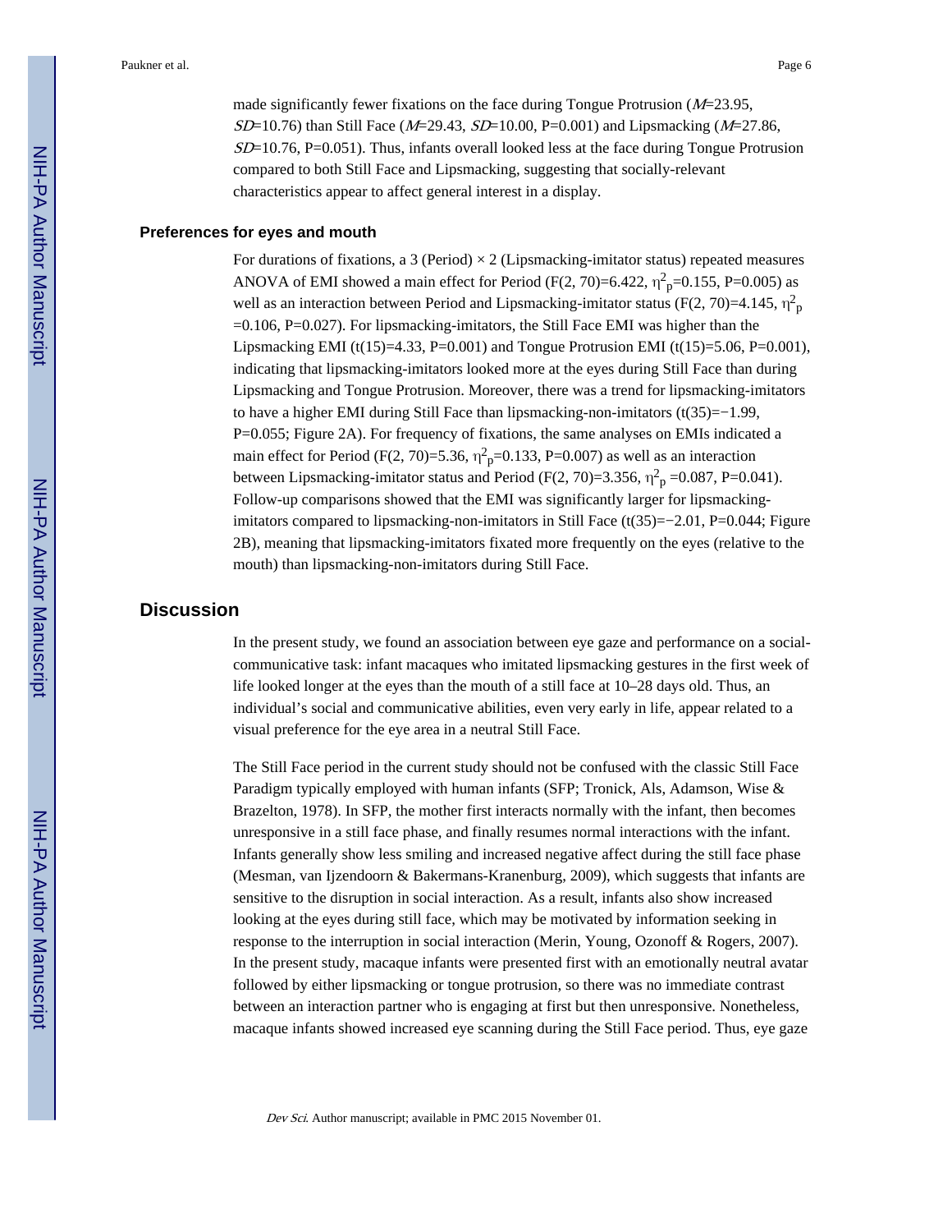made significantly fewer fixations on the face during Tongue Protrusion (*M*=23.95, *SD*=10.76) than Still Face (*M*=29.43, *SD*=10.00, P=0.001) and Lipsmacking (*M*=27.86, *SD*=10.76, P=0.051). Thus, infants overall looked less at the face during Tongue Protrusion compared to both Still Face and Lipsmacking, suggesting that socially-relevant characteristics appear to affect general interest in a display.

### Preferences for eyes and mouth

For durations of fixations, a 3 (Period) × 2 (Lipsmacking-imitator status) repeated measures ANOVA of EMI showed a main effect for Period ($F(2, 70)=6.422$, $\eta^2_p=0.155$, P=0.005) as well as an interaction between Period and Lipsmacking-imitator status ($F(2, 70)=4.145$, $\eta^2_p=0.106$, P=0.027). For lipsmacking-imitators, the Still Face EMI was higher than the Lipsmacking EMI ($t(15)=4.33$, P=0.001) and Tongue Protrusion EMI ($t(15)=5.06$, P=0.001), indicating that lipsmacking-imitators looked more at the eyes during Still Face than during Lipsmacking and Tongue Protrusion. Moreover, there was a trend for lipsmacking-imitators to have a higher EMI during Still Face than lipsmacking-non-imitators ($t(35)=-1.99$, P=0.055; Figure 2A). For frequency of fixations, the same analyses on EMIs indicated a main effect for Period ($F(2, 70)=5.36$, $\eta^2_p=0.133$, P=0.007) as well as an interaction between Lipsmacking-imitator status and Period ($F(2, 70)=3.356$, $\eta^2_p=0.087$, P=0.041). Follow-up comparisons showed that the EMI was significantly larger for lipsmacking-imitators compared to lipsmacking-non-imitators in Still Face ($t(35)=-2.01$, P=0.044; Figure 2B), meaning that lipsmacking-imitators fixated more frequently on the eyes (relative to the mouth) than lipsmacking-non-imitators during Still Face.

## Discussion

In the present study, we found an association between eye gaze and performance on a social-communicative task: infant macaques who imitated lipsmacking gestures in the first week of life looked longer at the eyes than the mouth of a still face at 10–28 days old. Thus, an individual's social and communicative abilities, even very early in life, appear related to a visual preference for the eye area in a neutral Still Face.

The Still Face period in the current study should not be confused with the classic Still Face Paradigm typically employed with human infants (SFP; Tronick, Als, Adamson, Wise & Brazelton, 1978). In SFP, the mother first interacts normally with the infant, then becomes unresponsive in a still face phase, and finally resumes normal interactions with the infant. Infants generally show less smiling and increased negative affect during the still face phase (Mesman, van Ijzendoorn & Bakermans-Kranenburg, 2009), which suggests that infants are sensitive to the disruption in social interaction. As a result, infants also show increased looking at the eyes during still face, which may be motivated by information seeking in response to the interruption in social interaction (Merin, Young, Ozonoff & Rogers, 2007). In the present study, macaque infants were presented first with an emotionally neutral avatar followed by either lipsmacking or tongue protrusion, so there was no immediate contrast between an interaction partner who is engaging at first but then unresponsive. Nonetheless, macaque infants showed increased eye scanning during the Still Face period. Thus, eye gaze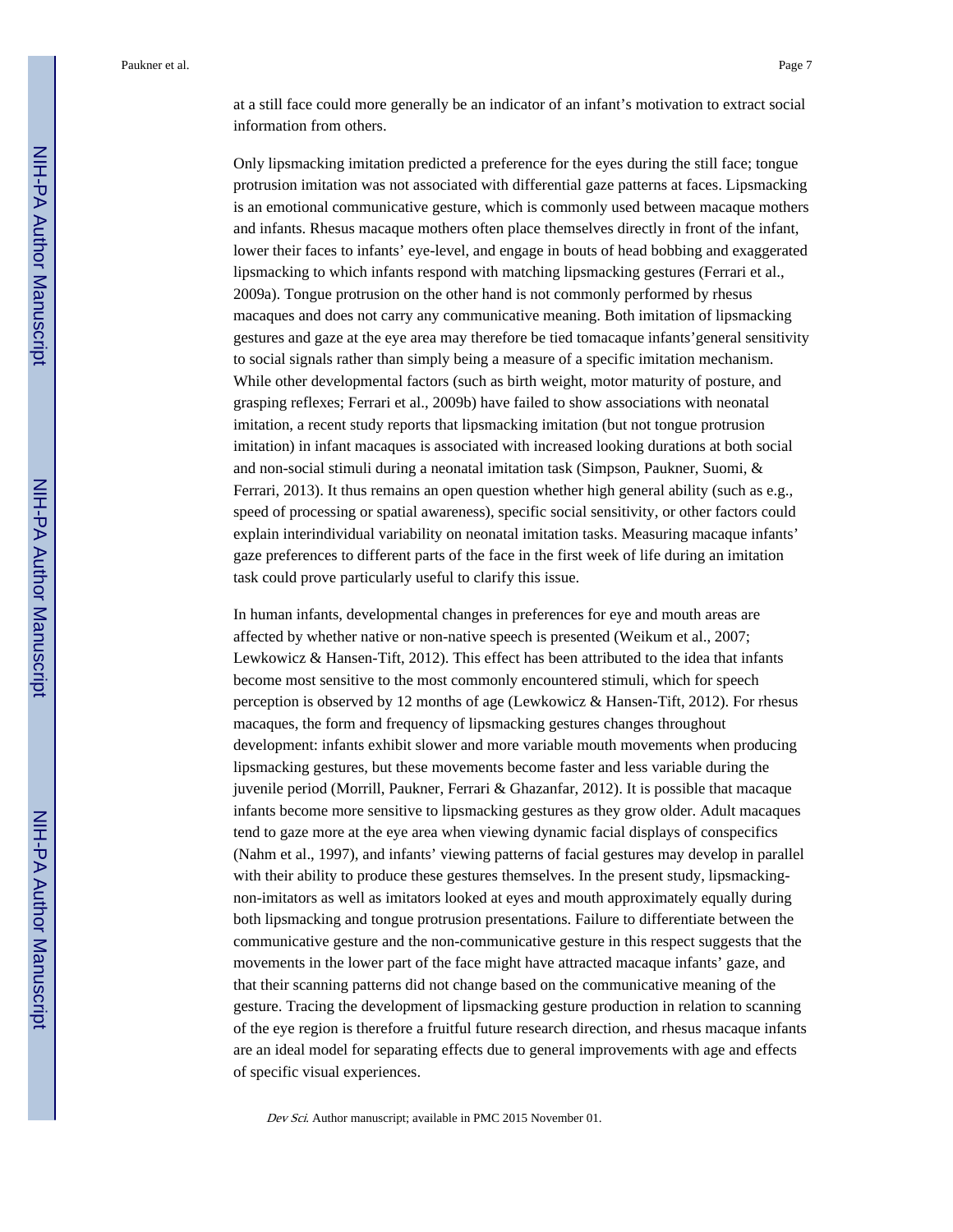at a still face could more generally be an indicator of an infant's motivation to extract social information from others.

Only lipsmacking imitation predicted a preference for the eyes during the still face; tongue protrusion imitation was not associated with differential gaze patterns at faces. Lipsmacking is an emotional communicative gesture, which is commonly used between macaque mothers and infants. Rhesus macaque mothers often place themselves directly in front of the infant, lower their faces to infants' eye-level, and engage in bouts of head bobbing and exaggerated lipsmacking to which infants respond with matching lipsmacking gestures (Ferrari et al., 2009a). Tongue protrusion on the other hand is not commonly performed by rhesus macaques and does not carry any communicative meaning. Both imitation of lipsmacking gestures and gaze at the eye area may therefore be tied tomacaque infants'general sensitivity to social signals rather than simply being a measure of a specific imitation mechanism. While other developmental factors (such as birth weight, motor maturity of posture, and grasping reflexes; Ferrari et al., 2009b) have failed to show associations with neonatal imitation, a recent study reports that lipsmacking imitation (but not tongue protrusion imitation) in infant macaques is associated with increased looking durations at both social and non-social stimuli during a neonatal imitation task (Simpson, Paukner, Suomi, & Ferrari, 2013). It thus remains an open question whether high general ability (such as e.g., speed of processing or spatial awareness), specific social sensitivity, or other factors could explain interindividual variability on neonatal imitation tasks. Measuring macaque infants' gaze preferences to different parts of the face in the first week of life during an imitation task could prove particularly useful to clarify this issue.

In human infants, developmental changes in preferences for eye and mouth areas are affected by whether native or non-native speech is presented (Weikum et al., 2007; Lewkowicz & Hansen-Tift, 2012). This effect has been attributed to the idea that infants become most sensitive to the most commonly encountered stimuli, which for speech perception is observed by 12 months of age (Lewkowicz & Hansen-Tift, 2012). For rhesus macaques, the form and frequency of lipsmacking gestures changes throughout development: infants exhibit slower and more variable mouth movements when producing lipsmacking gestures, but these movements become faster and less variable during the juvenile period (Morrill, Paukner, Ferrari & Ghazanfar, 2012). It is possible that macaque infants become more sensitive to lipsmacking gestures as they grow older. Adult macaques tend to gaze more at the eye area when viewing dynamic facial displays of conspecifics (Nahm et al., 1997), and infants' viewing patterns of facial gestures may develop in parallel with their ability to produce these gestures themselves. In the present study, lipsmacking-non-imitators as well as imitators looked at eyes and mouth approximately equally during both lipsmacking and tongue protrusion presentations. Failure to differentiate between the communicative gesture and the non-communicative gesture in this respect suggests that the movements in the lower part of the face might have attracted macaque infants' gaze, and that their scanning patterns did not change based on the communicative meaning of the gesture. Tracing the development of lipsmacking gesture production in relation to scanning of the eye region is therefore a fruitful future research direction, and rhesus macaque infants are an ideal model for separating effects due to general improvements with age and effects of specific visual experiences.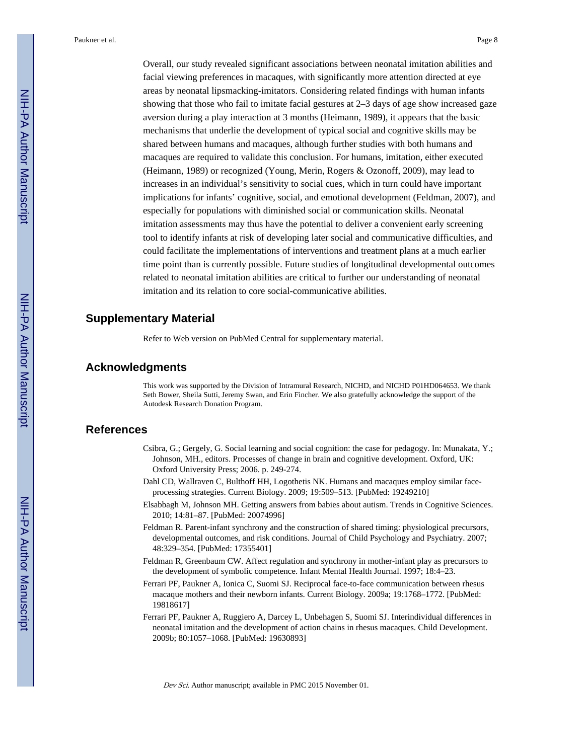Overall, our study revealed significant associations between neonatal imitation abilities and facial viewing preferences in macaques, with significantly more attention directed at eye areas by neonatal lipsmacking-imitators. Considering related findings with human infants showing that those who fail to imitate facial gestures at 2–3 days of age show increased gaze aversion during a play interaction at 3 months (Heimann, 1989), it appears that the basic mechanisms that underlie the development of typical social and cognitive skills may be shared between humans and macaques, although further studies with both humans and macaques are required to validate this conclusion. For humans, imitation, either executed (Heimann, 1989) or recognized (Young, Merin, Rogers & Ozonoff, 2009), may lead to increases in an individual's sensitivity to social cues, which in turn could have important implications for infants' cognitive, social, and emotional development (Feldman, 2007), and especially for populations with diminished social or communication skills. Neonatal imitation assessments may thus have the potential to deliver a convenient early screening tool to identify infants at risk of developing later social and communicative difficulties, and could facilitate the implementations of interventions and treatment plans at a much earlier time point than is currently possible. Future studies of longitudinal developmental outcomes related to neonatal imitation abilities are critical to further our understanding of neonatal imitation and its relation to core social-communicative abilities.

## Supplementary Material

Refer to Web version on PubMed Central for supplementary material.

## Acknowledgments

This work was supported by the Division of Intramural Research, NICHD, and NICHD P01HD064653. We thank Seth Bower, Sheila Sutti, Jeremy Swan, and Erin Fincher. We also gratefully acknowledge the support of the Autodesk Research Donation Program.

## References

Csibra, G.; Gergely, G. Social learning and social cognition: the case for pedagogy. In: Munakata, Y.; Johnson, MH., editors. Processes of change in brain and cognitive development. Oxford, UK: Oxford University Press; 2006. p. 249-274.

Dahl CD, Wallraven C, Bulthoff HH, Logothetis NK. Humans and macaques employ similar face-processing strategies. Current Biology. 2009; 19:509–513. [PubMed: 19249210]

Elsabbagh M, Johnson MH. Getting answers from babies about autism. Trends in Cognitive Sciences. 2010; 14:81–87. [PubMed: 20074996]

Feldman R. Parent-infant synchrony and the construction of shared timing: physiological precursors, developmental outcomes, and risk conditions. Journal of Child Psychology and Psychiatry. 2007; 48:329–354. [PubMed: 17355401]

Feldman R, Greenbaum CW. Affect regulation and synchrony in mother-infant play as precursors to the development of symbolic competence. Infant Mental Health Journal. 1997; 18:4–23.

Ferrari PF, Paukner A, Ionica C, Suomi SJ. Reciprocal face-to-face communication between rhesus macaque mothers and their newborn infants. Current Biology. 2009a; 19:1768–1772. [PubMed: 19818617]

Ferrari PF, Paukner A, Ruggiero A, Darcey L, Unbehagen S, Suomi SJ. Interindividual differences in neonatal imitation and the development of action chains in rhesus macaques. Child Development. 2009b; 80:1057–1068. [PubMed: 19630893]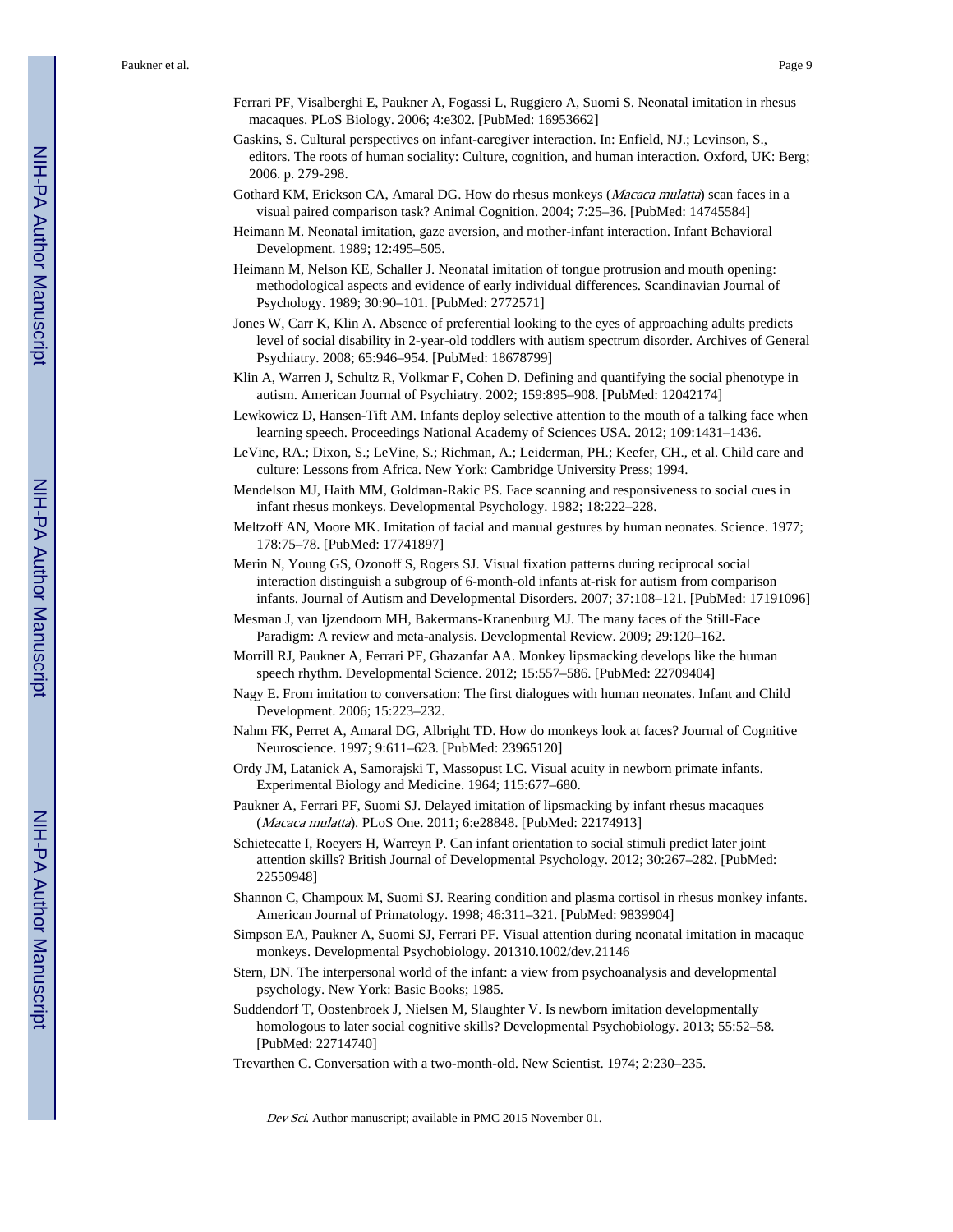Ferrari PF, Visalberghi E, Paukner A, Fogassi L, Ruggiero A, Suomi S. Neonatal imitation in rhesus macaques. PLoS Biology. 2006; 4:e302. [PubMed: 16953662]

Gaskins, S. Cultural perspectives on infant-caregiver interaction. In: Enfield, NJ.; Levinson, S., editors. The roots of human sociality: Culture, cognition, and human interaction. Oxford, UK: Berg; 2006. p. 279-298.

Gothard KM, Erickson CA, Amaral DG. How do rhesus monkeys (*Macaca mulatta*) scan faces in a visual paired comparison task? Animal Cognition. 2004; 7:25–36. [PubMed: 14745584]

Heimann M. Neonatal imitation, gaze aversion, and mother-infant interaction. Infant Behavioral Development. 1989; 12:495–505.

Heimann M, Nelson KE, Schaller J. Neonatal imitation of tongue protrusion and mouth opening: methodological aspects and evidence of early individual differences. Scandinavian Journal of Psychology. 1989; 30:90–101. [PubMed: 2772571]

Jones W, Carr K, Klin A. Absence of preferential looking to the eyes of approaching adults predicts level of social disability in 2-year-old toddlers with autism spectrum disorder. Archives of General Psychiatry. 2008; 65:946–954. [PubMed: 18678799]

Klin A, Warren J, Schultz R, Volkmar F, Cohen D. Defining and quantifying the social phenotype in autism. American Journal of Psychiatry. 2002; 159:895–908. [PubMed: 12042174]

Lewkowicz D, Hansen-Tift AM. Infants deploy selective attention to the mouth of a talking face when learning speech. Proceedings National Academy of Sciences USA. 2012; 109:1431–1436.

LeVine, RA.; Dixon, S.; LeVine, S.; Richman, A.; Leiderman, PH.; Keefer, CH., et al. Child care and culture: Lessons from Africa. New York: Cambridge University Press; 1994.

Mendelson MJ, Haith MM, Goldman-Rakic PS. Face scanning and responsiveness to social cues in infant rhesus monkeys. Developmental Psychology. 1982; 18:222–228.

Meltzoff AN, Moore MK. Imitation of facial and manual gestures by human neonates. Science. 1977; 178:75–78. [PubMed: 17741897]

Merin N, Young GS, Ozonoff S, Rogers SJ. Visual fixation patterns during reciprocal social interaction distinguish a subgroup of 6-month-old infants at-risk for autism from comparison infants. Journal of Autism and Developmental Disorders. 2007; 37:108–121. [PubMed: 17191096]

Mesman J, van Ijzendoorn MH, Bakermans-Kranenburg MJ. The many faces of the Still-Face Paradigm: A review and meta-analysis. Developmental Review. 2009; 29:120–162.

Morrill RJ, Paukner A, Ferrari PF, Ghazanfar AA. Monkey lipsmacking develops like the human speech rhythm. Developmental Science. 2012; 15:557–586. [PubMed: 22709404]

Nagy E. From imitation to conversation: The first dialogues with human neonates. Infant and Child Development. 2006; 15:223–232.

Nahm FK, Perret A, Amaral DG, Albright TD. How do monkeys look at faces? Journal of Cognitive Neuroscience. 1997; 9:611–623. [PubMed: 23965120]

Ordy JM, Latanick A, Samorajski T, Massopust LC. Visual acuity in newborn primate infants. Experimental Biology and Medicine. 1964; 115:677–680.

Paukner A, Ferrari PF, Suomi SJ. Delayed imitation of lipsmacking by infant rhesus macaques (*Macaca mulatta*). PLoS One. 2011; 6:e28848. [PubMed: 22174913]

Schietecatte I, Roeyers H, Warreyn P. Can infant orientation to social stimuli predict later joint attention skills? British Journal of Developmental Psychology. 2012; 30:267–282. [PubMed: 22550948]

Shannon C, Champoux M, Suomi SJ. Rearing condition and plasma cortisol in rhesus monkey infants. American Journal of Primatology. 1998; 46:311–321. [PubMed: 9839904]

Simpson EA, Paukner A, Suomi SJ, Ferrari PF. Visual attention during neonatal imitation in macaque monkeys. Developmental Psychobiology. 201310.1002/dev.21146

Stern, DN. The interpersonal world of the infant: a view from psychoanalysis and developmental psychology. New York: Basic Books; 1985.

Suddendorf T, Oostenbroek J, Nielsen M, Slaughter V. Is newborn imitation developmentally homologous to later social cognitive skills? Developmental Psychobiology. 2013; 55:52–58. [PubMed: 22714740]

Trevarthen C. Conversation with a two-month-old. New Scientist. 1974; 2:230–235.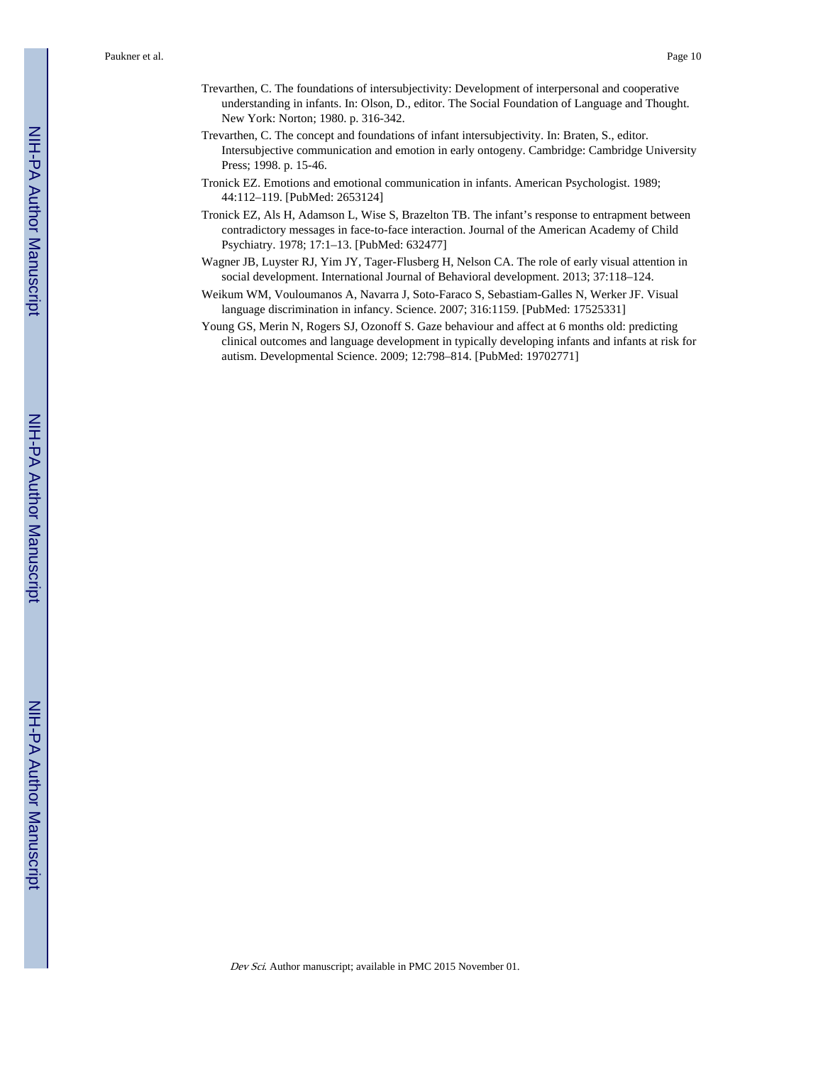Trevarthen, C. The foundations of intersubjectivity: Development of interpersonal and cooperative understanding in infants. In: Olson, D., editor. The Social Foundation of Language and Thought. New York: Norton; 1980. p. 316-342.

Trevarthen, C. The concept and foundations of infant intersubjectivity. In: Braten, S., editor. Intersubjective communication and emotion in early ontogeny. Cambridge: Cambridge University Press; 1998. p. 15-46.

Tronick EZ. Emotions and emotional communication in infants. American Psychologist. 1989; 44:112–119. [PubMed: 2653124]

Tronick EZ, Als H, Adamson L, Wise S, Brazelton TB. The infant's response to entrapment between contradictory messages in face-to-face interaction. Journal of the American Academy of Child Psychiatry. 1978; 17:1–13. [PubMed: 632477]

Wagner JB, Luyster RJ, Yim JY, Tager-Flusberg H, Nelson CA. The role of early visual attention in social development. International Journal of Behavioral development. 2013; 37:118–124.

Weikum WM, Vouloumanos A, Navarra J, Soto-Faraco S, Sebastiam-Galles N, Werker JF. Visual language discrimination in infancy. Science. 2007; 316:1159. [PubMed: 17525331]

Young GS, Merin N, Rogers SJ, Ozonoff S. Gaze behaviour and affect at 6 months old: predicting clinical outcomes and language development in typically developing infants and infants at risk for autism. Developmental Science. 2009; 12:798–814. [PubMed: 19702771]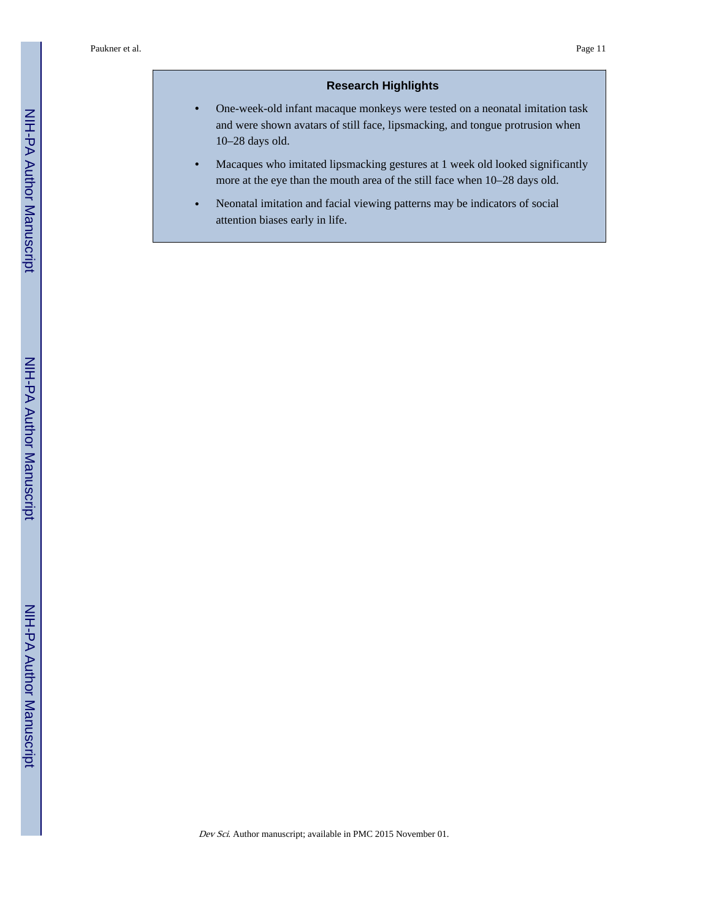## Research Highlights

- One-week-old infant macaque monkeys were tested on a neonatal imitation task and were shown avatars of still face, lipsmacking, and tongue protrusion when 10–28 days old.
- Macaques who imitated lipsmacking gestures at 1 week old looked significantly more at the eye than the mouth area of the still face when 10–28 days old.
- Neonatal imitation and facial viewing patterns may be indicators of social attention biases early in life.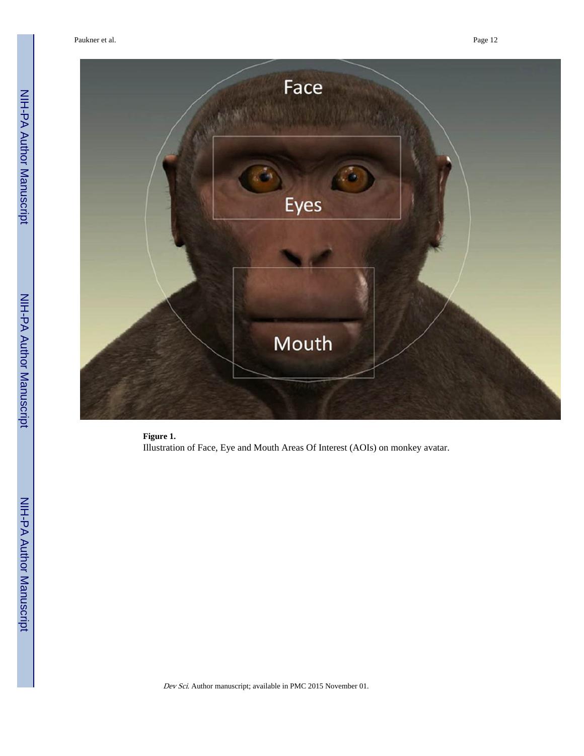**Figure 1.**

Illustration of Face, Eye and Mouth Areas Of Interest (AOIs) on monkey avatar.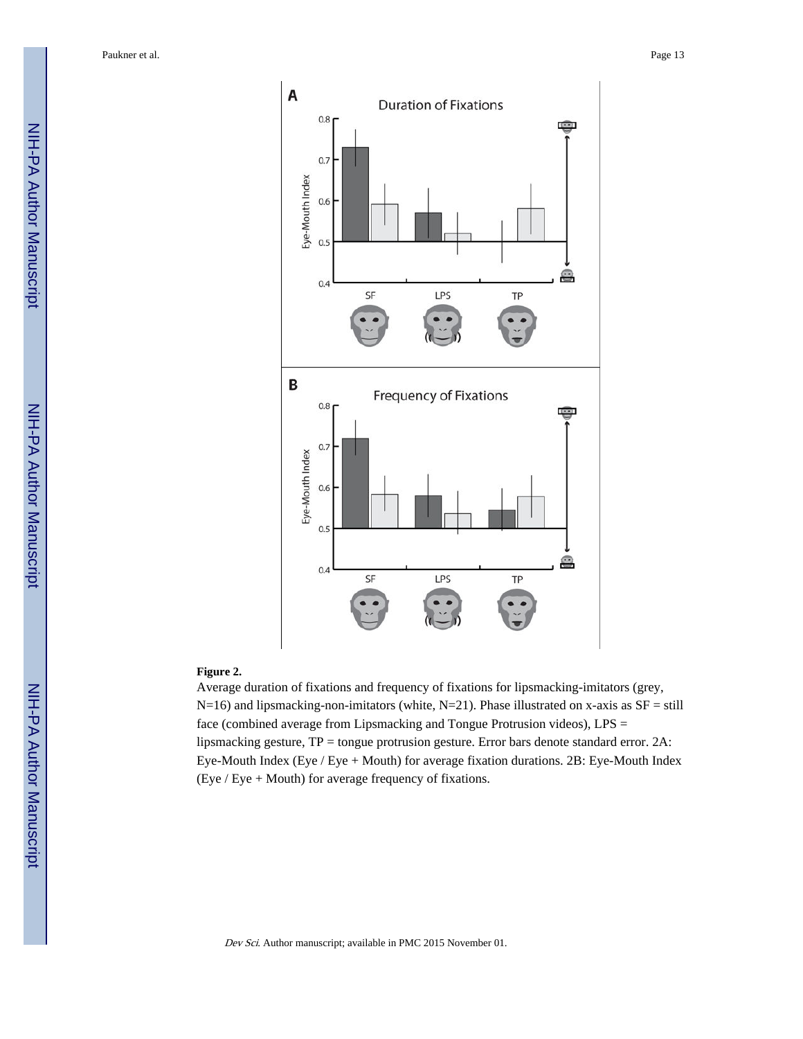A

Duration of Fixations

0.8
0.7
0.6
0.5
0.4

Eye-Mouth Index

SF LPS TP

B

Frequency of Fixations

0.8
0.7
0.6
0.5
0.4

Eye-Mouth Index

SF LPS TP

**Figure 2.**

Average duration of fixations and frequency of fixations for lipsmacking-imitators (grey, N=16) and lipsmacking-non-imitators (white, N=21). Phase illustrated on x-axis as SF = still face (combined average from Lipsmacking and Tongue Protrusion videos), LPS = lipsmacking gesture, TP = tongue protrusion gesture. Error bars denote standard error. 2A: Eye-Mouth Index (Eye / Eye + Mouth) for average fixation durations. 2B: Eye-Mouth Index (Eye / Eye + Mouth) for average frequency of fixations.